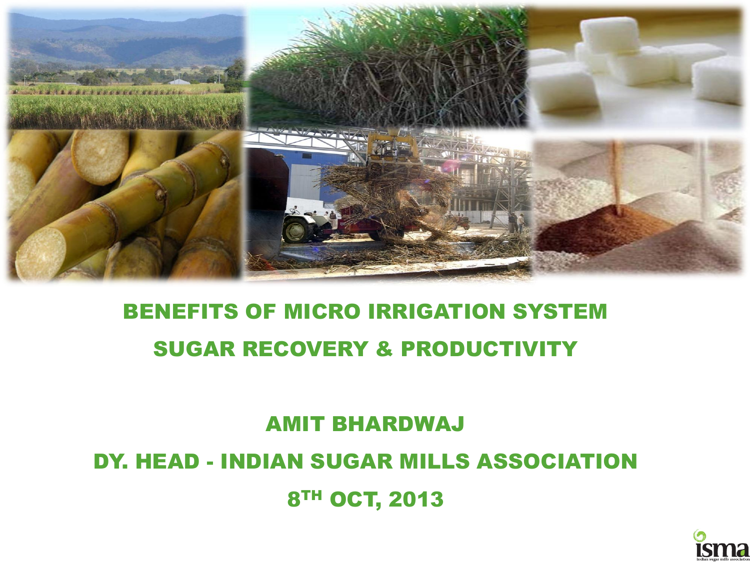# BENEFITS OF MICRO IRRIGATION SYSTEM

# SUGAR RECOVERY & PRODUCTIVITY

**AMIT BHARDWAJ**

**DY. HEAD - INDIAN SUGAR MILLS ASSOCIATION**

**8TH OCT, 2013**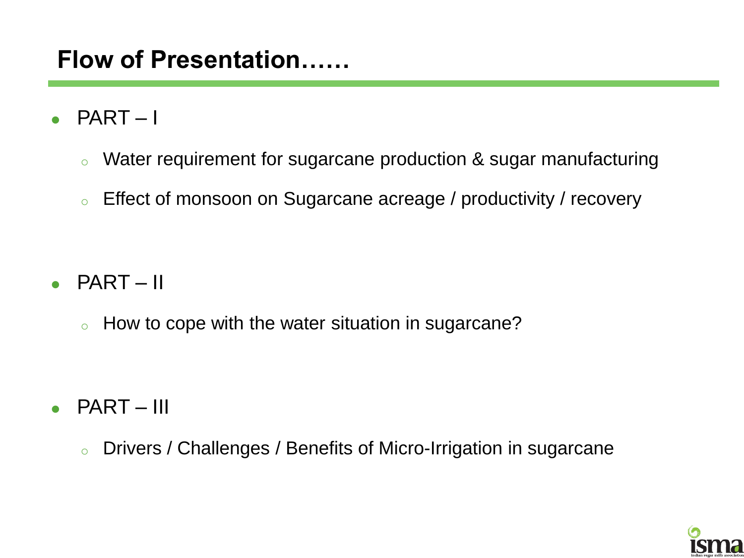## Flow of Presentation……

- PART – I
  - Water requirement for sugarcane production & sugar manufacturing
  - Effect of monsoon on Sugarcane acreage / productivity / recovery

- PART – II
  - How to cope with the water situation in sugarcane?

- PART – III
  - Drivers / Challenges / Benefits of Micro-Irrigation in sugarcane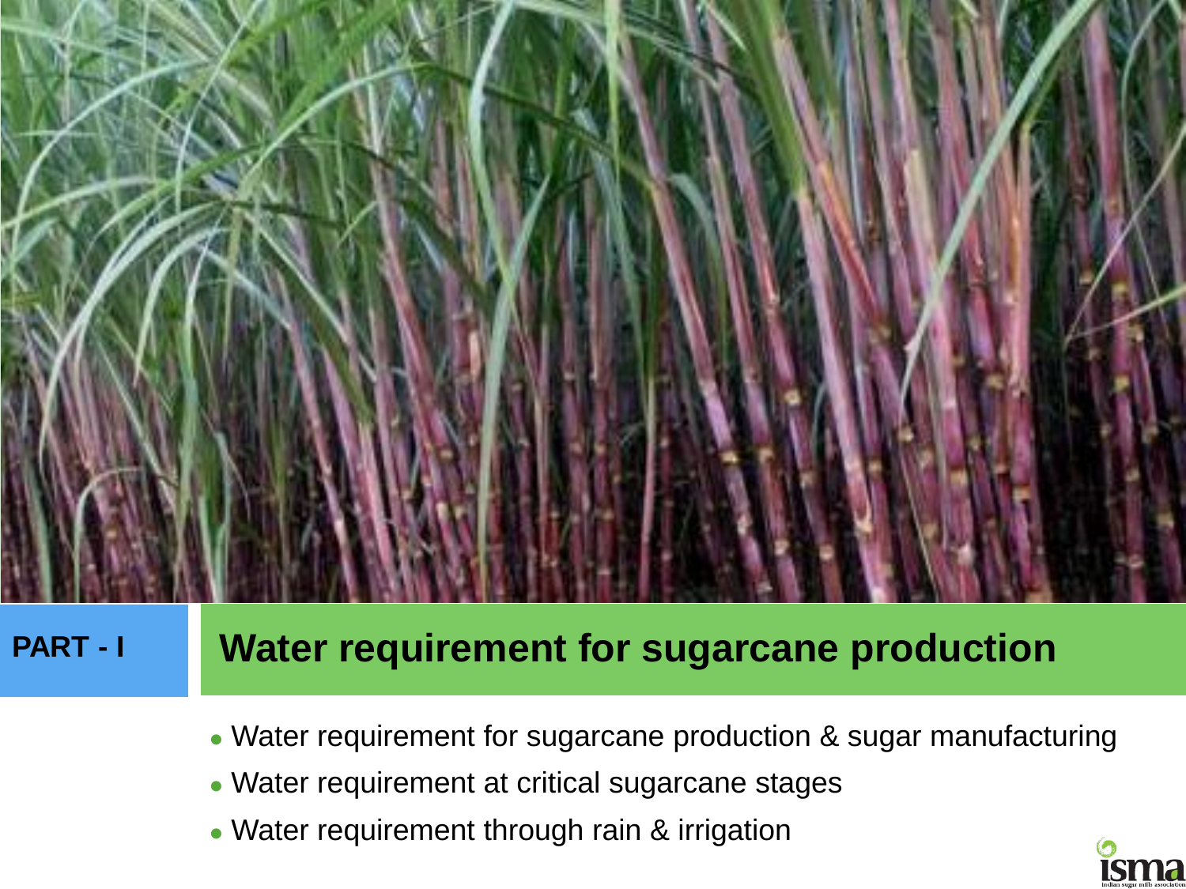**PART - I**

# Water requirement for sugarcane production

- Water requirement for sugarcane production & sugar manufacturing
- Water requirement at critical sugarcane stages
- Water requirement through rain & irrigation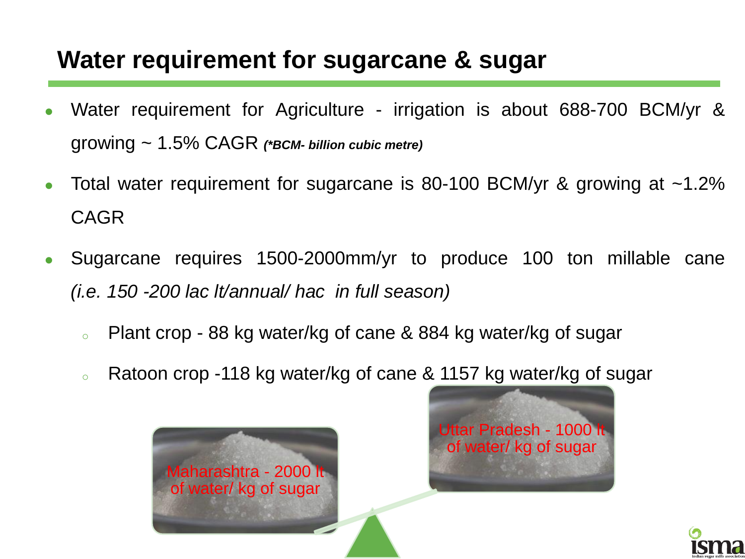# Water requirement for sugarcane & sugar

- Water requirement for Agriculture - irrigation is about 688-700 BCM/yr & growing ~ 1.5% CAGR ***(*BCM- billion cubic metre)***
- Total water requirement for sugarcane is 80-100 BCM/yr & growing at ~1.2% CAGR
- Sugarcane requires 1500-2000mm/yr to produce 100 ton millable cane *(i.e. 150 -200 lac lt/annual/ hac in full season)*
  - Plant crop - 88 kg water/kg of cane & 884 kg water/kg of sugar
  - Ratoon crop -118 kg water/kg of cane & 1157 kg water/kg of sugar

Maharashtra - 2000 lt of water/ kg of sugar

Uttar Pradesh - 1000 lt of water/ kg of sugar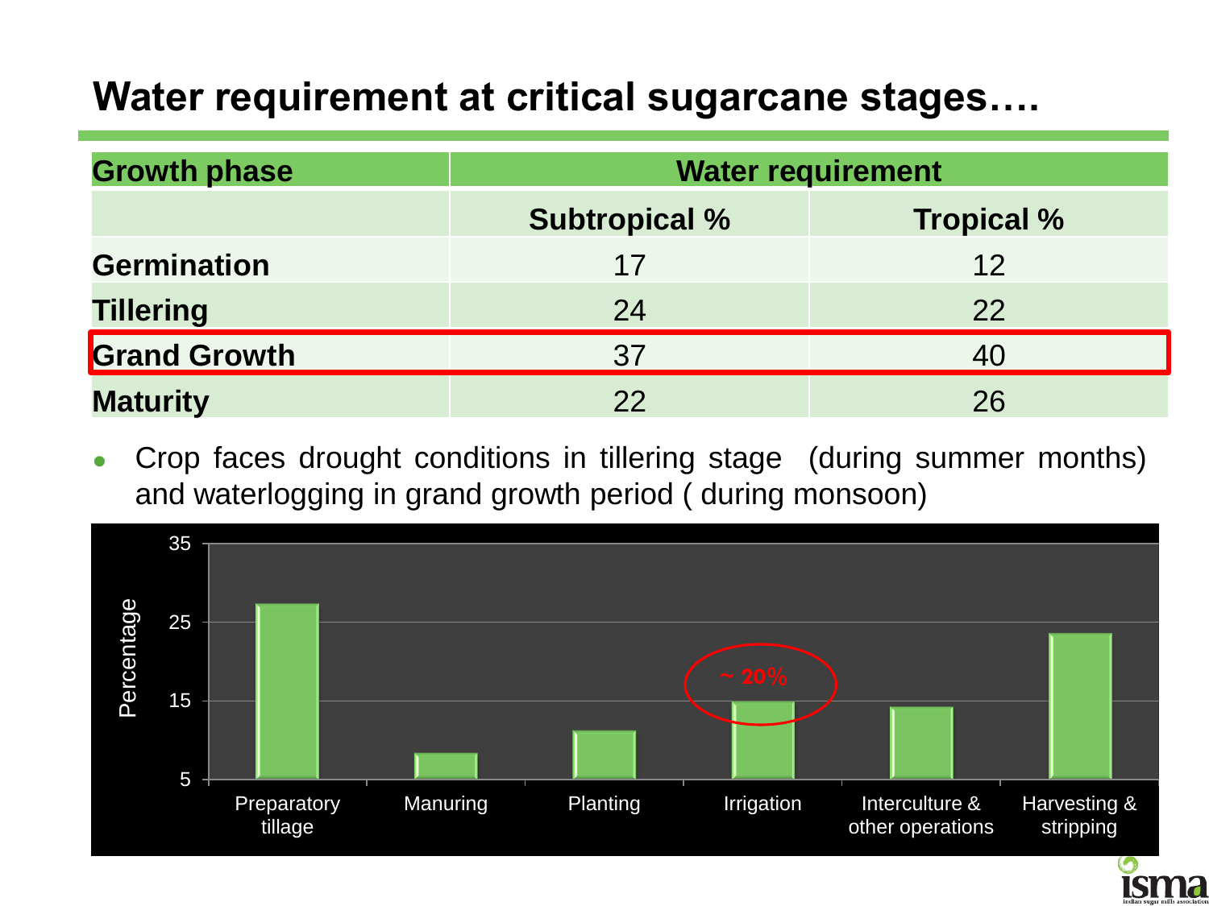# Water requirement at critical sugarcane stages….

| Growth phase | Water requirement | |
|---|---|---|
| | **Subtropical %** | **Tropical %** |
| **Germination** | 17 | 12 |
| **Tillering** | 24 | 22 |
| **Grand Growth** | 37 | 40 |
| **Maturity** | 22 | 26 |

- Crop faces drought conditions in tillering stage (during summer months) and waterlogging in grand growth period ( during monsoon)

Percentage

| Operation | Percentage |
|---|---|
| Preparatory tillage | ~27 |
| Manuring | ~8 |
| Planting | ~11 |
| Irrigation | ~15 (~ 20%) |
| Interculture & other operations | ~14 |
| Harvesting & stripping | ~23 |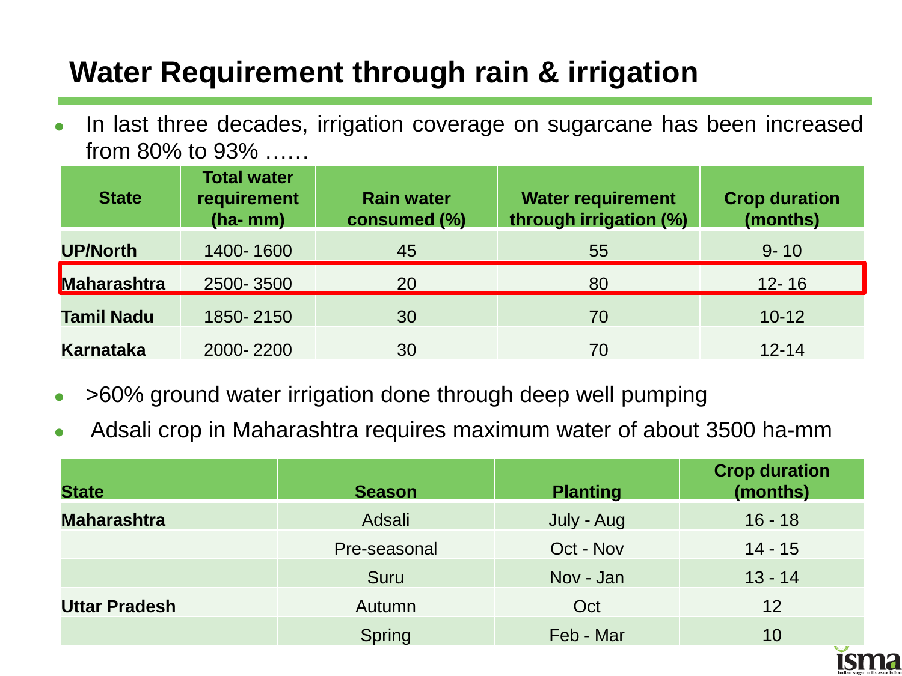# Water Requirement through rain & irrigation

- In last three decades, irrigation coverage on sugarcane has been increased from 80% to 93% ……

| State | Total water requirement (ha- mm) | Rain water consumed (%) | Water requirement through irrigation (%) | Crop duration (months) |
|---|---|---|---|---|
| **UP/North** | 1400- 1600 | 45 | 55 | 9- 10 |
| **Maharashtra** | 2500- 3500 | 20 | 80 | 12- 16 |
| **Tamil Nadu** | 1850- 2150 | 30 | 70 | 10-12 |
| **Karnataka** | 2000- 2200 | 30 | 70 | 12-14 |

- >60% ground water irrigation done through deep well pumping
- Adsali crop in Maharashtra requires maximum water of about 3500 ha-mm

| State | Season | Planting | Crop duration (months) |
|---|---|---|---|
| **Maharashtra** | Adsali | July - Aug | 16 - 18 |
| | Pre-seasonal | Oct - Nov | 14 - 15 |
| | Suru | Nov - Jan | 13 - 14 |
| **Uttar Pradesh** | Autumn | Oct | 12 |
| | Spring | Feb - Mar | 10 |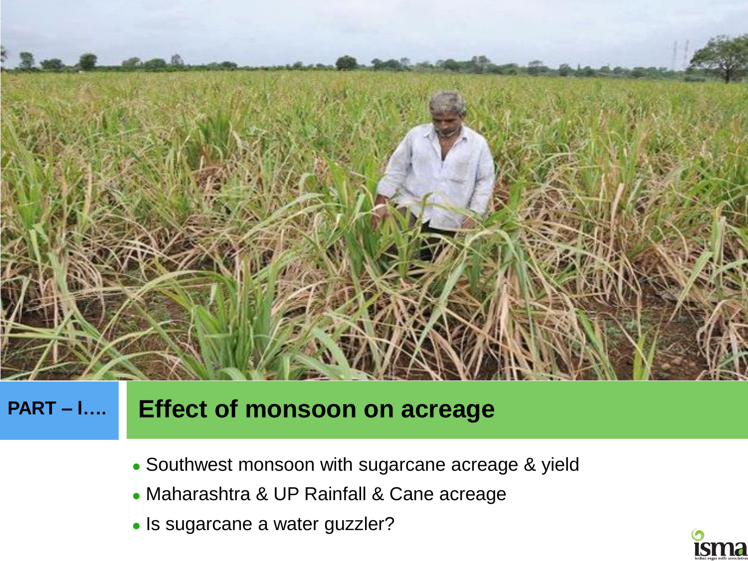PART – I….

# Effect of monsoon on acreage

- Southwest monsoon with sugarcane acreage & yield
- Maharashtra & UP Rainfall & Cane acreage
- Is sugarcane a water guzzler?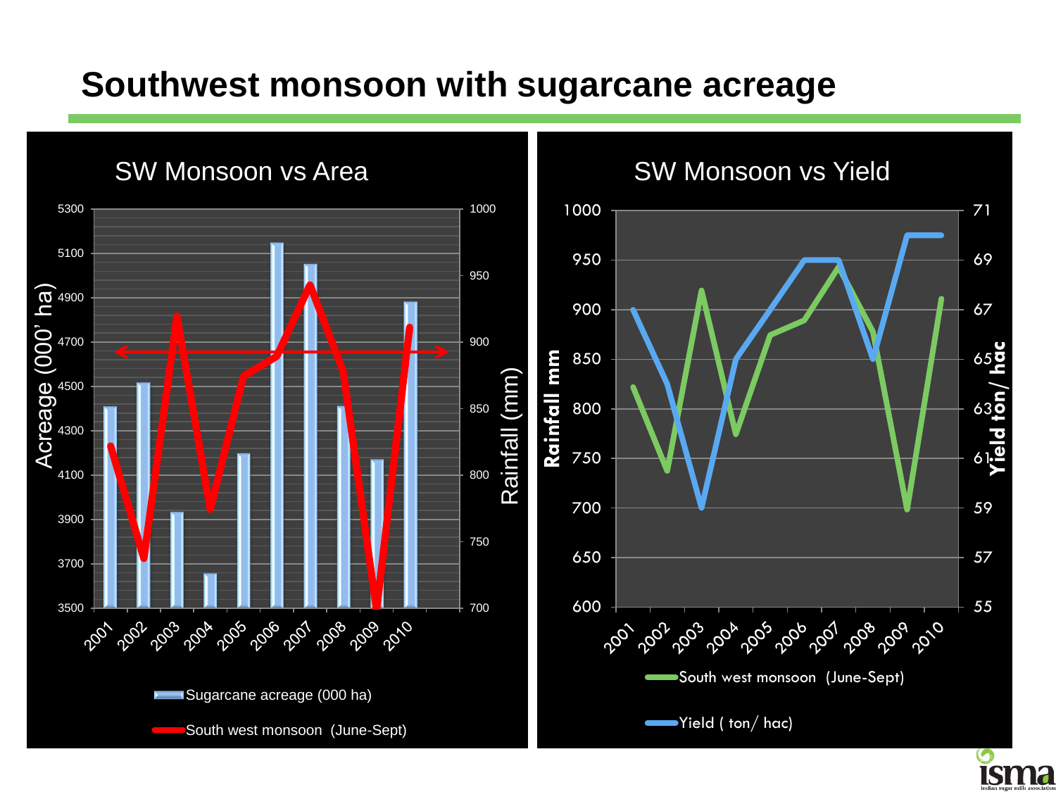# Southwest monsoon with sugarcane acreage

## SW Monsoon vs Area

Acreage (000' ha) | Rainfall (mm)

Years: 2001, 2002, 2003, 2004, 2005, 2006, 2007, 2008, 2009, 2010

- Sugarcane acreage (000 ha)
- South west monsoon (June-Sept)

## SW Monsoon vs Yield

Rainfall mm | Yield ton/ hac

Years: 2001, 2002, 2003, 2004, 2005, 2006, 2007, 2008, 2009, 2010

- South west monsoon (June-Sept)
- Yield ( ton/ hac)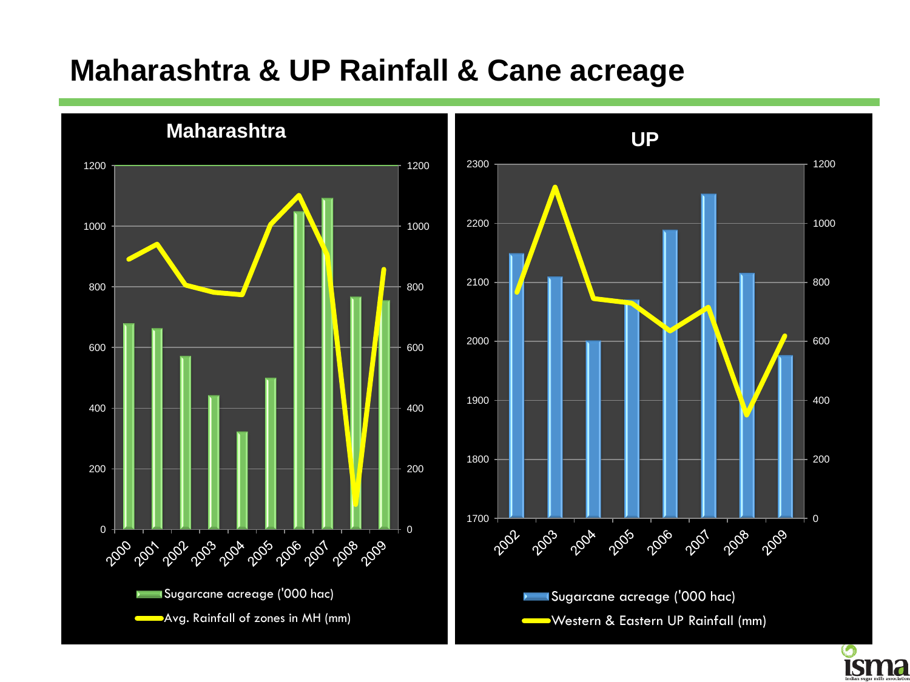# Maharashtra & UP Rainfall & Cane acreage

## Maharashtra

Sugarcane acreage ('000 hac)

Avg. Rainfall of zones in MH (mm)

## UP

Sugarcane acreage ('000 hac)

Western & Eastern UP Rainfall (mm)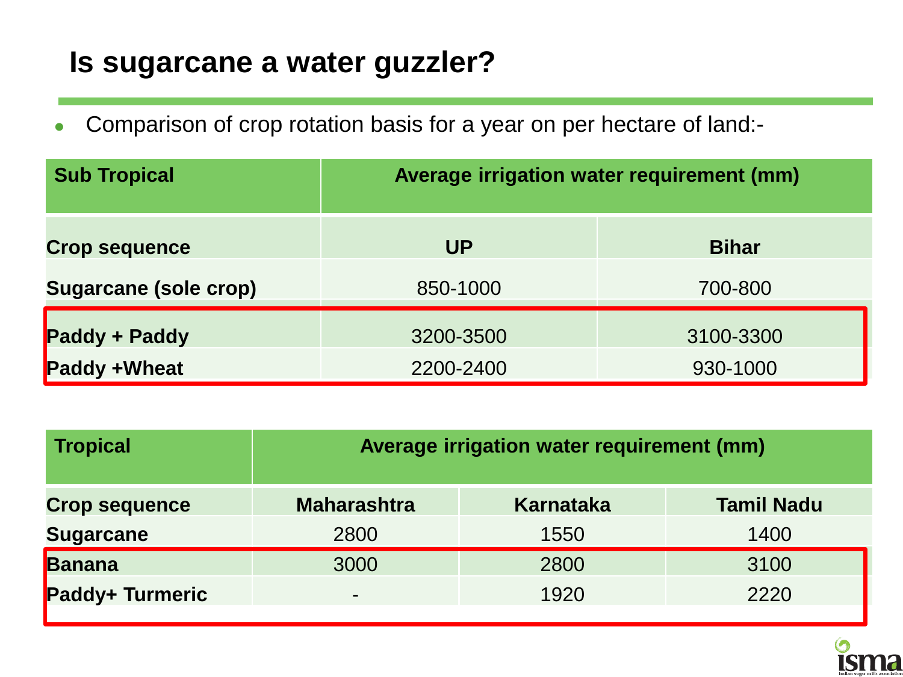# Is sugarcane a water guzzler?

- Comparison of crop rotation basis for a year on per hectare of land:-

| Sub Tropical | Average irrigation water requirement (mm) | |
|---|---|---|
| Crop sequence | UP | Bihar |
| Sugarcane (sole crop) | 850-1000 | 700-800 |
| Paddy + Paddy | 3200-3500 | 3100-3300 |
| Paddy +Wheat | 2200-2400 | 930-1000 |

| Tropical | Average irrigation water requirement (mm) | | |
|---|---|---|---|
| Crop sequence | Maharashtra | Karnataka | Tamil Nadu |
| Sugarcane | 2800 | 1550 | 1400 |
| Banana | 3000 | 2800 | 3100 |
| Paddy+ Turmeric | - | 1920 | 2220 |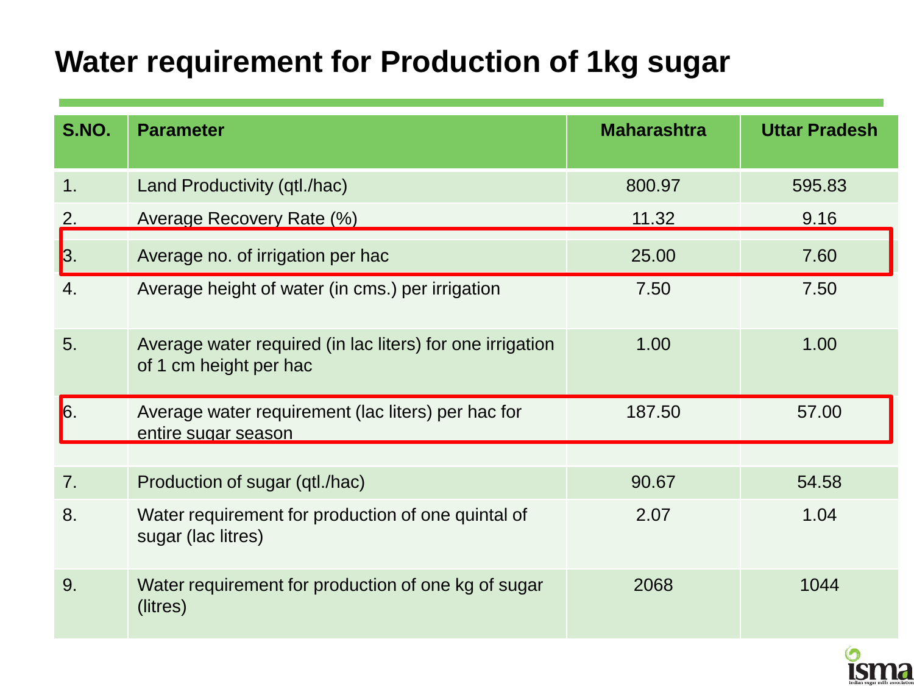# Water requirement for Production of 1kg sugar

| S.NO. | Parameter | Maharashtra | Uttar Pradesh |
|---|---|---|---|
| 1. | Land Productivity (qtl./hac) | 800.97 | 595.83 |
| 2. | Average Recovery Rate (%) | 11.32 | 9.16 |
| 3. | Average no. of irrigation per hac | 25.00 | 7.60 |
| 4. | Average height of water (in cms.) per irrigation | 7.50 | 7.50 |
| 5. | Average water required (in lac liters) for one irrigation of 1 cm height per hac | 1.00 | 1.00 |
| 6. | Average water requirement (lac liters) per hac for entire sugar season | 187.50 | 57.00 |
| 7. | Production of sugar (qtl./hac) | 90.67 | 54.58 |
| 8. | Water requirement for production of one quintal of sugar (lac litres) | 2.07 | 1.04 |
| 9. | Water requirement for production of one kg of sugar (litres) | 2068 | 1044 |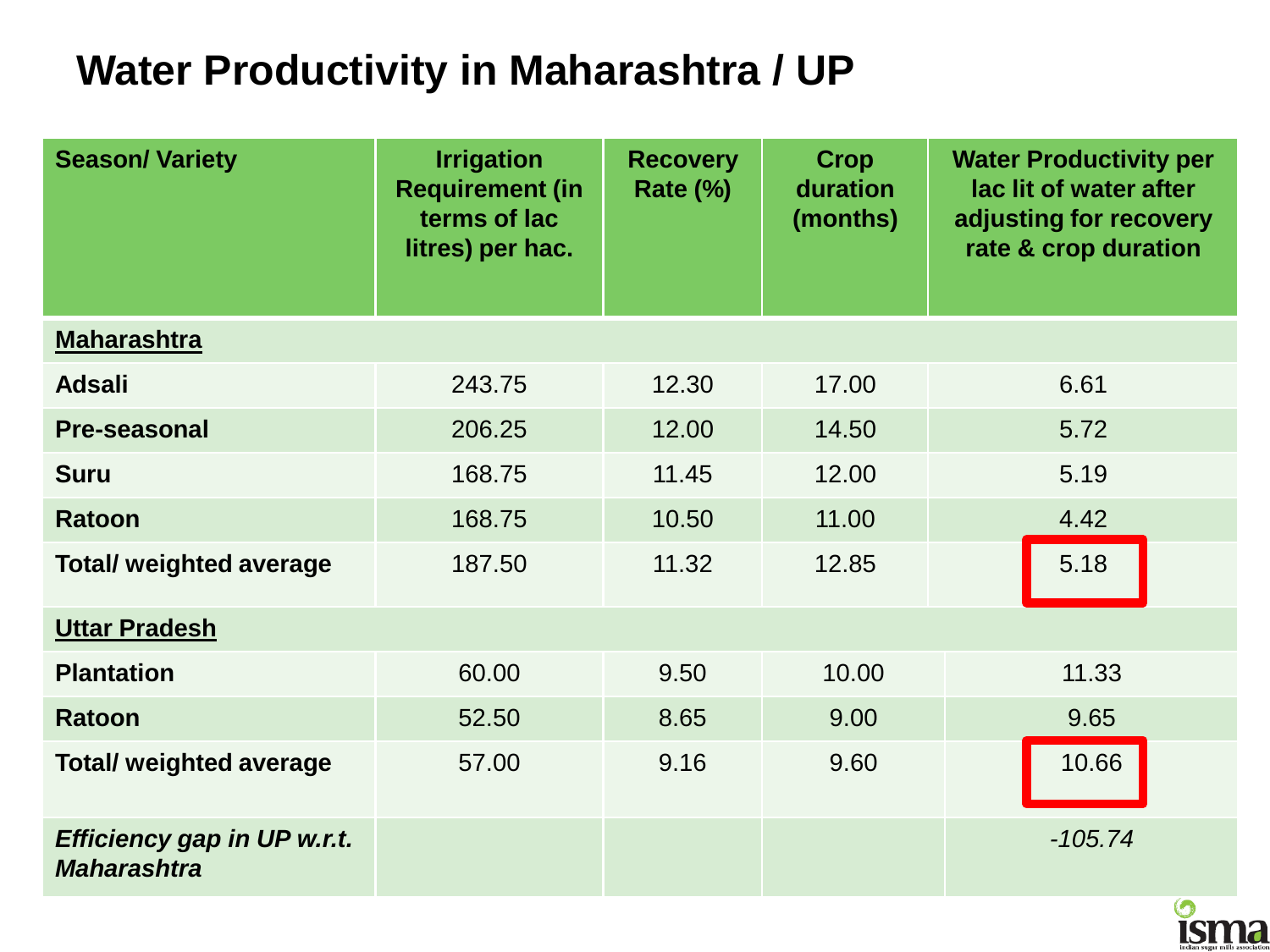# Water Productivity in Maharashtra / UP

| Season/ Variety | Irrigation Requirement (in terms of lac litres) per hac. | Recovery Rate (%) | Crop duration (months) | Water Productivity per lac lit of water after adjusting for recovery rate & crop duration |
|---|---|---|---|---|
| **Maharashtra** | | | | |
| **Adsali** | 243.75 | 12.30 | 17.00 | 6.61 |
| **Pre-seasonal** | 206.25 | 12.00 | 14.50 | 5.72 |
| **Suru** | 168.75 | 11.45 | 12.00 | 5.19 |
| **Ratoon** | 168.75 | 10.50 | 11.00 | 4.42 |
| **Total/ weighted average** | 187.50 | 11.32 | 12.85 | 5.18 |
| **Uttar Pradesh** | | | | |
| **Plantation** | 60.00 | 9.50 | 10.00 | 11.33 |
| **Ratoon** | 52.50 | 8.65 | 9.00 | 9.65 |
| **Total/ weighted average** | 57.00 | 9.16 | 9.60 | 10.66 |
| ***Efficiency gap in UP w.r.t. Maharashtra*** | | | | *-105.74* |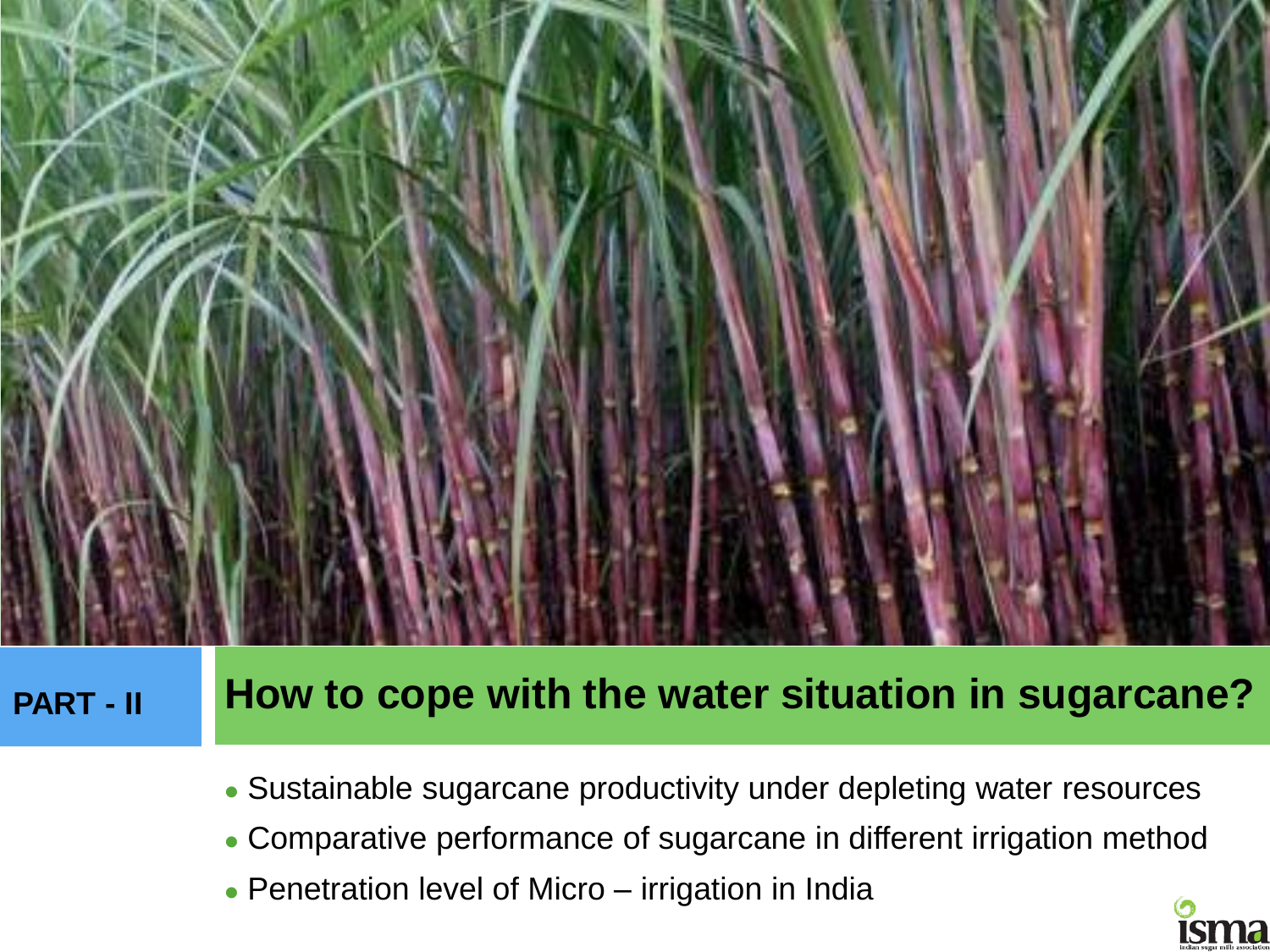**PART - II**

## How to cope with the water situation in sugarcane?

- Sustainable sugarcane productivity under depleting water resources
- Comparative performance of sugarcane in different irrigation method
- Penetration level of Micro – irrigation in India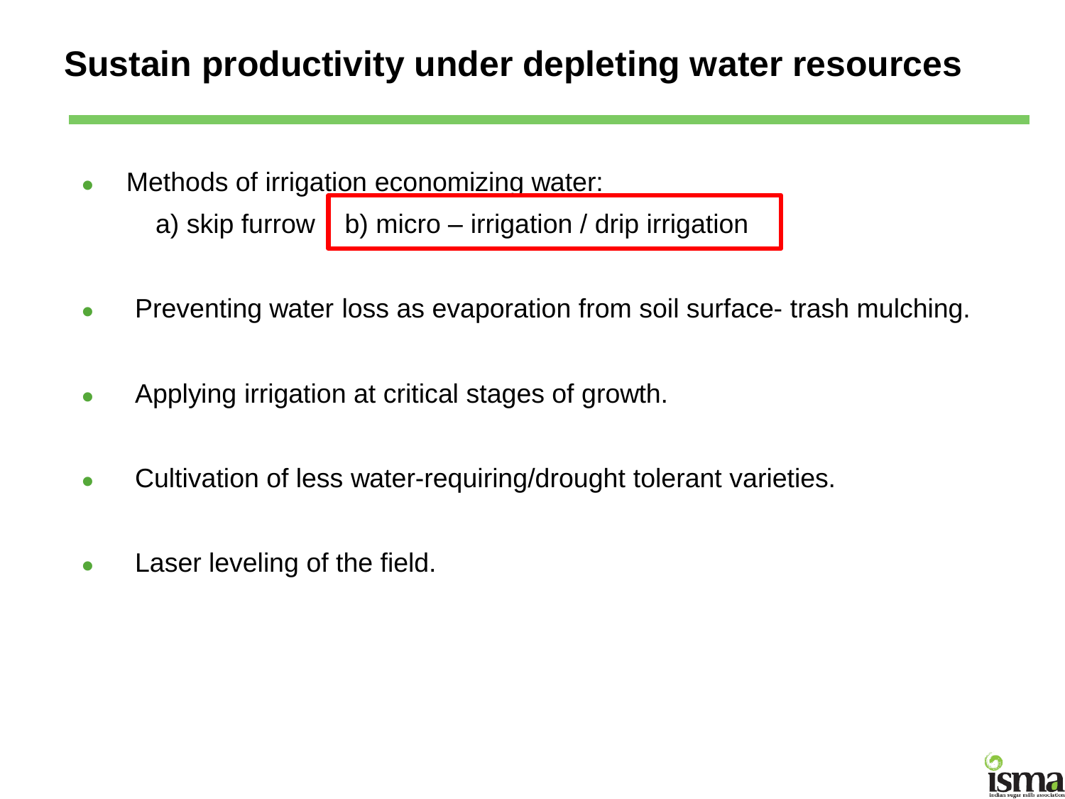# Sustain productivity under depleting water resources

- Methods of irrigation economizing water:
  a) skip furrow b) micro – irrigation / drip irrigation
- Preventing water loss as evaporation from soil surface- trash mulching.
- Applying irrigation at critical stages of growth.
- Cultivation of less water-requiring/drought tolerant varieties.
- Laser leveling of the field.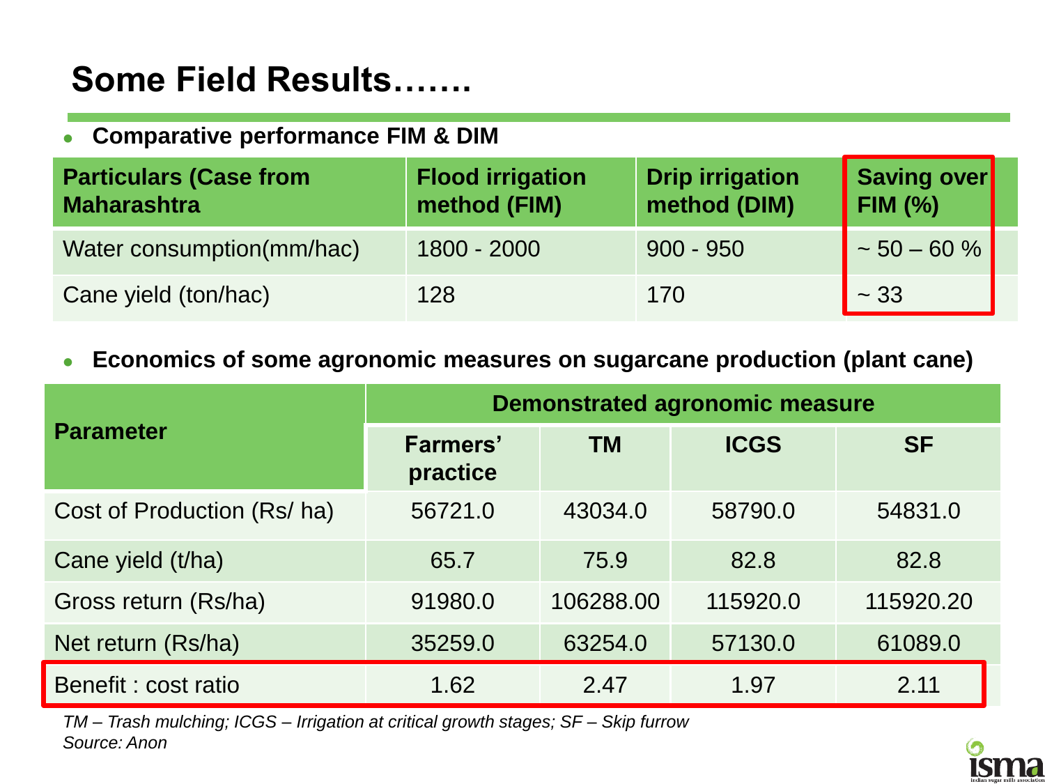# Some Field Results…….

- **Comparative performance FIM & DIM**

| Particulars (Case from Maharashtra | Flood irrigation method (FIM) | Drip irrigation method (DIM) | Saving over FIM (%) |
|---|---|---|---|
| Water consumption(mm/hac) | 1800 - 2000 | 900 - 950 | ~ 50 – 60 % |
| Cane yield (ton/hac) | 128 | 170 | ~ 33 |

- **Economics of some agronomic measures on sugarcane production (plant cane)**

| Parameter | Demonstrated agronomic measure | | | |
|---|---|---|---|---|
| | Farmers' practice | TM | ICGS | SF |
| Cost of Production (Rs/ ha) | 56721.0 | 43034.0 | 58790.0 | 54831.0 |
| Cane yield (t/ha) | 65.7 | 75.9 | 82.8 | 82.8 |
| Gross return (Rs/ha) | 91980.0 | 106288.00 | 115920.0 | 115920.20 |
| Net return (Rs/ha) | 35259.0 | 63254.0 | 57130.0 | 61089.0 |
| Benefit : cost ratio | 1.62 | 2.47 | 1.97 | 2.11 |

*TM – Trash mulching; ICGS – Irrigation at critical growth stages; SF – Skip furrow*
*Source: Anon*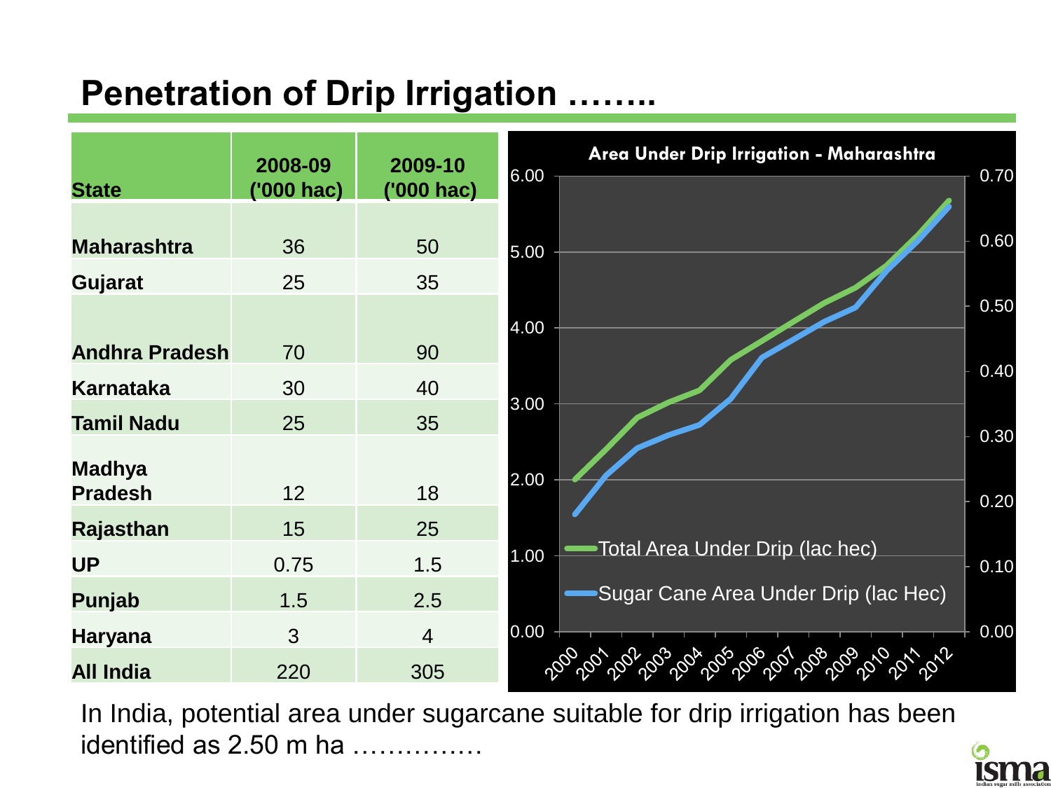# Penetration of Drip Irrigation ……..

| State | 2008-09 ('000 hac) | 2009-10 ('000 hac) |
|---|---|---|
| Maharashtra | 36 | 50 |
| Gujarat | 25 | 35 |
| Andhra Pradesh | 70 | 90 |
| Karnataka | 30 | 40 |
| Tamil Nadu | 25 | 35 |
| Madhya Pradesh | 12 | 18 |
| Rajasthan | 15 | 25 |
| UP | 0.75 | 1.5 |
| Punjab | 1.5 | 2.5 |
| Haryana | 3 | 4 |
| All India | 220 | 305 |

**Area Under Drip Irrigation - Maharashtra**

Legend: Total Area Under Drip (lac hec); Sugar Cane Area Under Drip (lac Hec)

Years: 2000, 2001, 2002, 2003, 2004, 2005, 2006, 2007, 2008, 2009, 2010, 2011, 2012

Left axis: 0.00 – 6.00; Right axis: 0.00 – 0.70

In India, potential area under sugarcane suitable for drip irrigation has been identified as 2.50 m ha ……………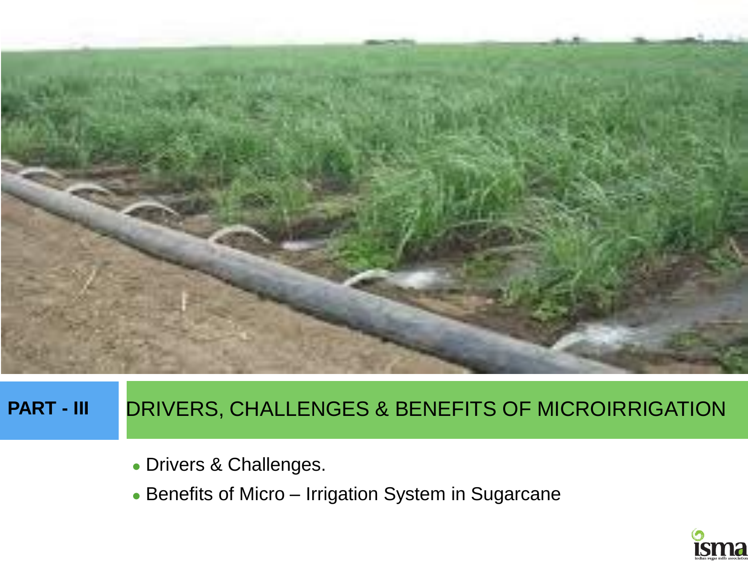**PART - III**

# DRIVERS, CHALLENGES & BENEFITS OF MICROIRRIGATION

- Drivers & Challenges.
- Benefits of Micro – Irrigation System in Sugarcane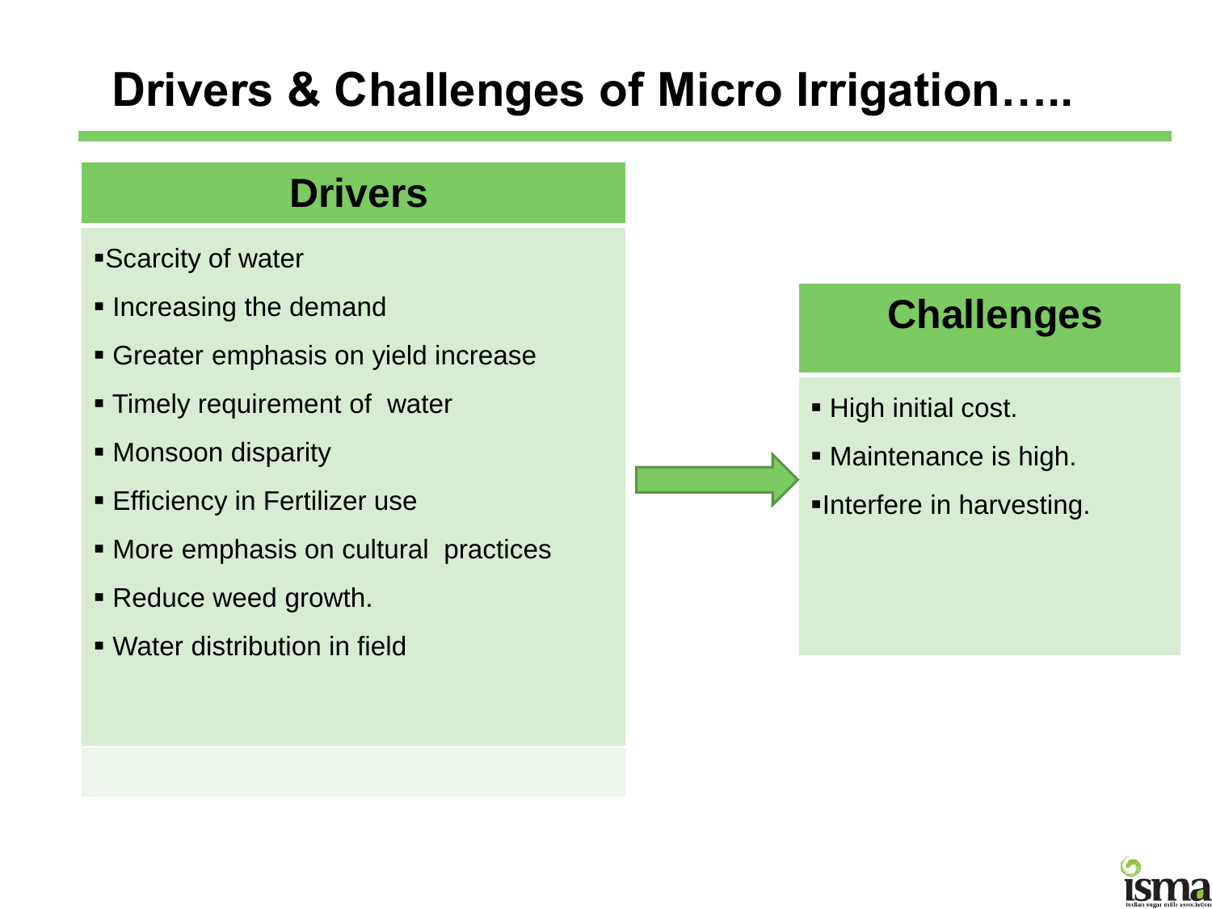# Drivers & Challenges of Micro Irrigation…..

## Drivers

- Scarcity of water
- Increasing the demand
- Greater emphasis on yield increase
- Timely requirement of water
- Monsoon disparity
- Efficiency in Fertilizer use
- More emphasis on cultural practices
- Reduce weed growth.
- Water distribution in field

## Challenges

- High initial cost.
- Maintenance is high.
- Interfere in harvesting.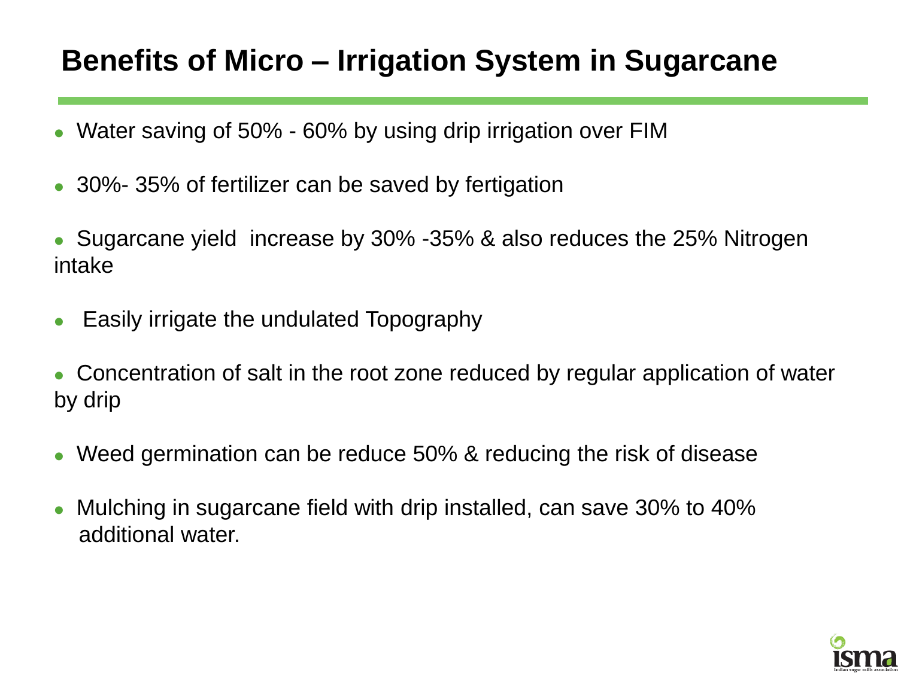# Benefits of Micro – Irrigation System in Sugarcane

- Water saving of 50% - 60% by using drip irrigation over FIM
- 30%- 35% of fertilizer can be saved by fertigation
- Sugarcane yield increase by 30% -35% & also reduces the 25% Nitrogen intake
- Easily irrigate the undulated Topography
- Concentration of salt in the root zone reduced by regular application of water by drip
- Weed germination can be reduce 50% & reducing the risk of disease
- Mulching in sugarcane field with drip installed, can save 30% to 40% additional water.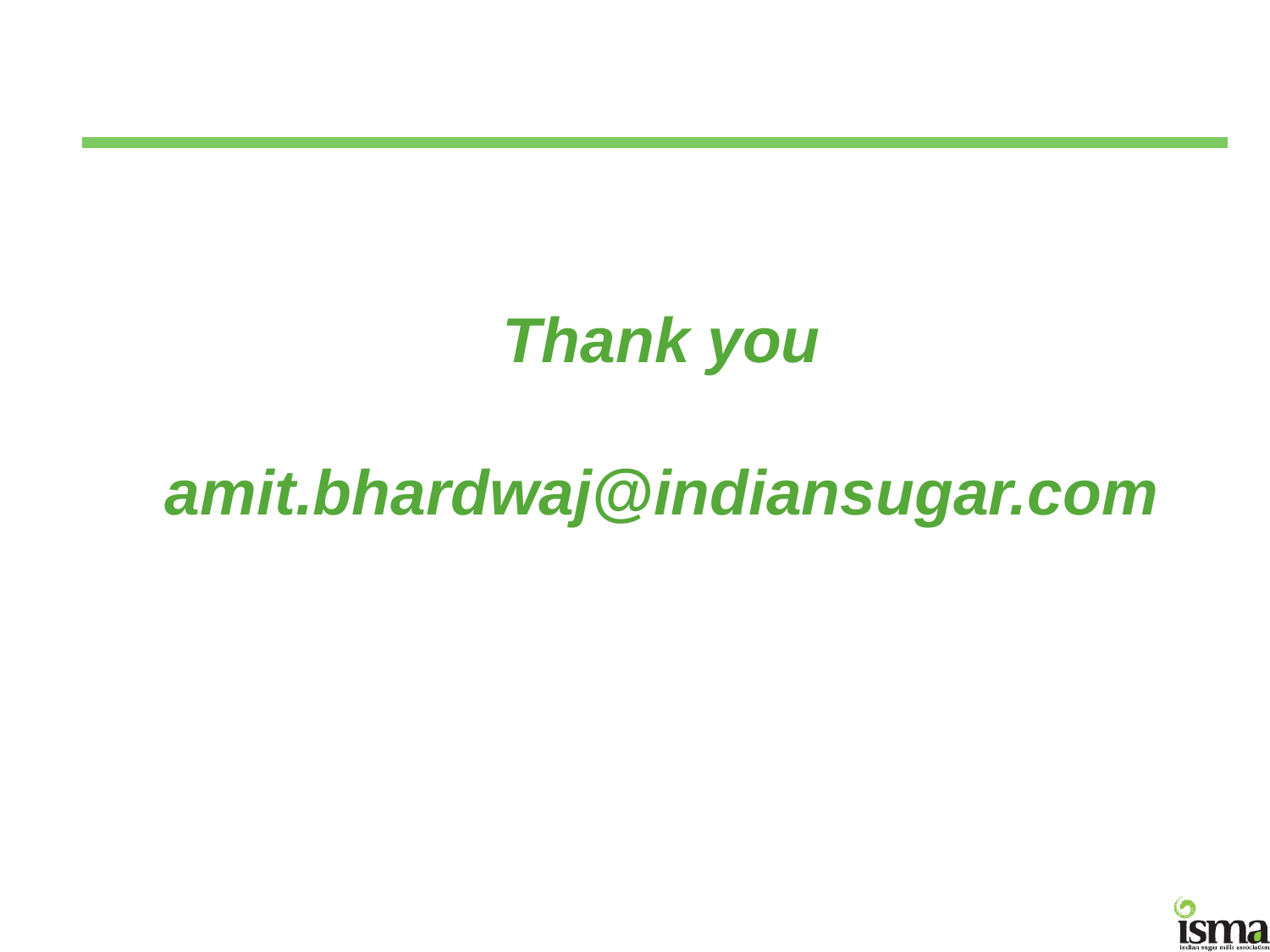***Thank you***

***amit.bhardwaj@indiansugar.com***